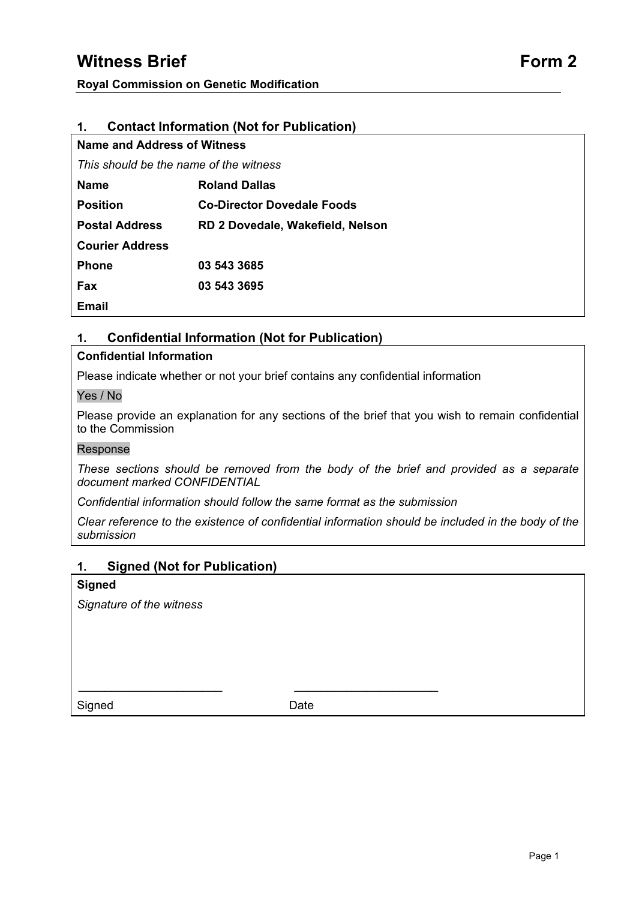# Witness Brief — Form 2

**Royal Commission on Genetic Modification**

## 1. Contact Information (Not for Publication)

**Name and Address of Witness**

*This should be the name of the witness*

| | |
|---|---|
| **Name** | **Roland Dallas** |
| **Position** | **Co-Director Dovedale Foods** |
| **Postal Address** | **RD 2 Dovedale, Wakefield, Nelson** |
| **Courier Address** | |
| **Phone** | **03 543 3685** |
| **Fax** | **03 543 3695** |
| **Email** | |

## 1. Confidential Information (Not for Publication)

**Confidential Information**

Please indicate whether or not your brief contains any confidential information

Yes / No

Please provide an explanation for any sections of the brief that you wish to remain confidential to the Commission

Response

*These sections should be removed from the body of the brief and provided as a separate document marked CONFIDENTIAL*

*Confidential information should follow the same format as the submission*

*Clear reference to the existence of confidential information should be included in the body of the submission*

## 1. Signed (Not for Publication)

**Signed**

*Signature of the witness*

______________________ ______________________

Signed Date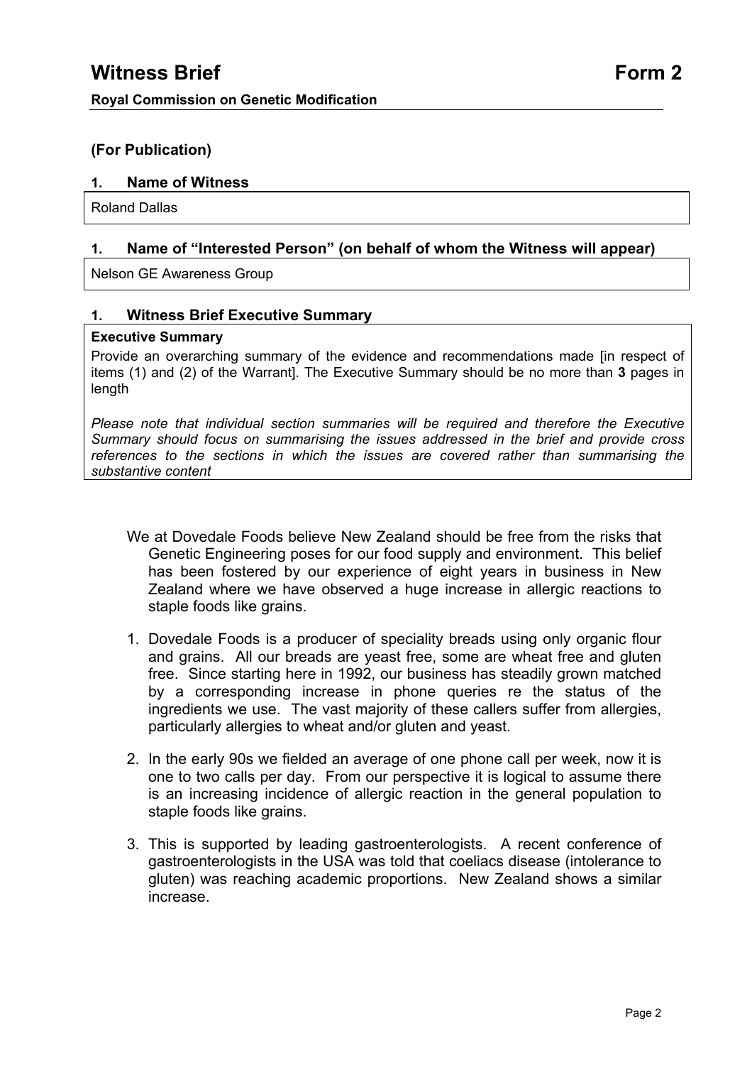# Witness Brief — Form 2

**Royal Commission on Genetic Modification**

## (For Publication)

### 1. Name of Witness

Roland Dallas

### 1. Name of "Interested Person" (on behalf of whom the Witness will appear)

Nelson GE Awareness Group

### 1. Witness Brief Executive Summary

**Executive Summary**

Provide an overarching summary of the evidence and recommendations made [in respect of items (1) and (2) of the Warrant]. The Executive Summary should be no more than **3** pages in length

*Please note that individual section summaries will be required and therefore the Executive Summary should focus on summarising the issues addressed in the brief and provide cross references to the sections in which the issues are covered rather than summarising the substantive content*

We at Dovedale Foods believe New Zealand should be free from the risks that Genetic Engineering poses for our food supply and environment. This belief has been fostered by our experience of eight years in business in New Zealand where we have observed a huge increase in allergic reactions to staple foods like grains.

1. Dovedale Foods is a producer of speciality breads using only organic flour and grains. All our breads are yeast free, some are wheat free and gluten free. Since starting here in 1992, our business has steadily grown matched by a corresponding increase in phone queries re the status of the ingredients we use. The vast majority of these callers suffer from allergies, particularly allergies to wheat and/or gluten and yeast.

2. In the early 90s we fielded an average of one phone call per week, now it is one to two calls per day. From our perspective it is logical to assume there is an increasing incidence of allergic reaction in the general population to staple foods like grains.

3. This is supported by leading gastroenterologists. A recent conference of gastroenterologists in the USA was told that coeliacs disease (intolerance to gluten) was reaching academic proportions. New Zealand shows a similar increase.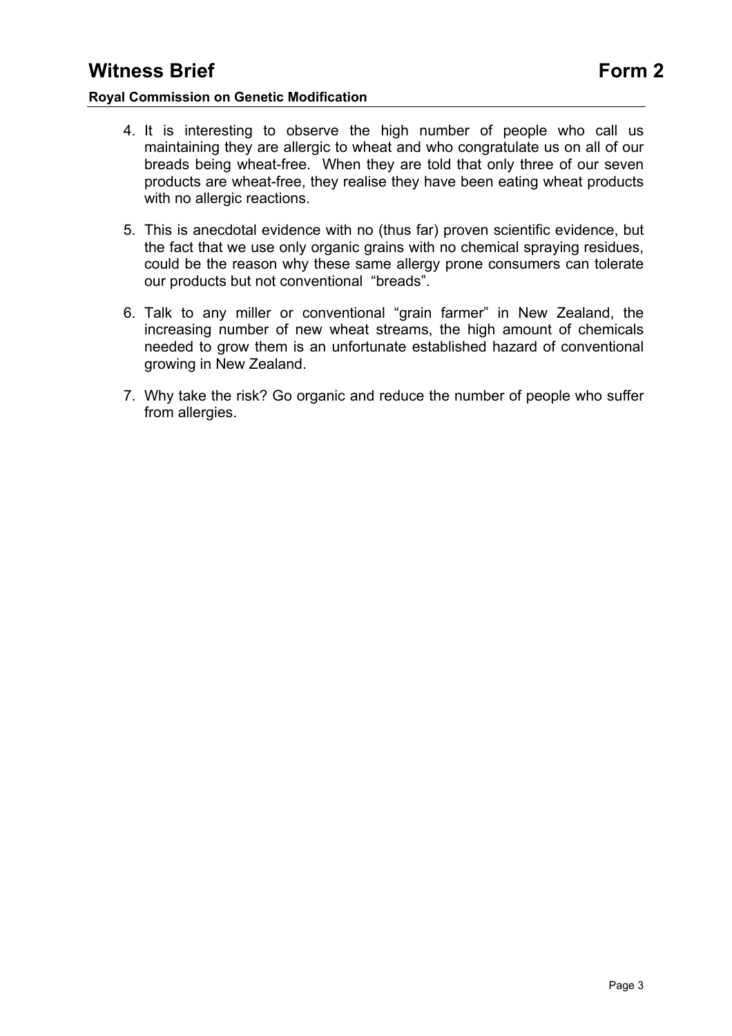4. It is interesting to observe the high number of people who call us maintaining they are allergic to wheat and who congratulate us on all of our breads being wheat-free. When they are told that only three of our seven products are wheat-free, they realise they have been eating wheat products with no allergic reactions.

5. This is anecdotal evidence with no (thus far) proven scientific evidence, but the fact that we use only organic grains with no chemical spraying residues, could be the reason why these same allergy prone consumers can tolerate our products but not conventional "breads".

6. Talk to any miller or conventional "grain farmer" in New Zealand, the increasing number of new wheat streams, the high amount of chemicals needed to grow them is an unfortunate established hazard of conventional growing in New Zealand.

7. Why take the risk? Go organic and reduce the number of people who suffer from allergies.